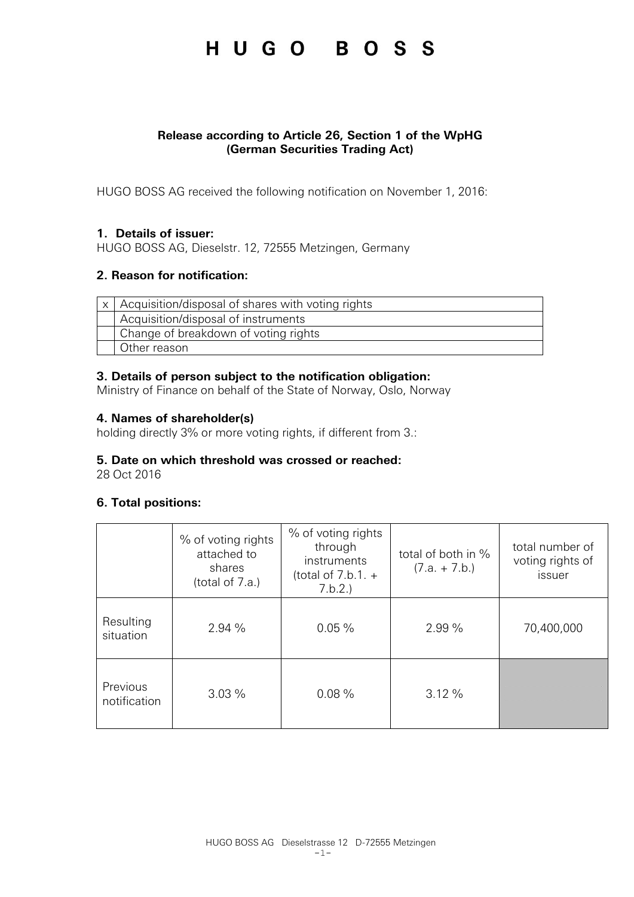# HUGO BOSS

**Release according to Article 26, Section 1 of the WpHG (German Securities Trading Act)**

HUGO BOSS AG received the following notification on November 1, 2016:

### 1. Details of issuer:

HUGO BOSS AG, Dieselstr. 12, 72555 Metzingen, Germany

### 2. Reason for notification:

| | |
|---|---|
| x | Acquisition/disposal of shares with voting rights |
| | Acquisition/disposal of instruments |
| | Change of breakdown of voting rights |
| | Other reason |

### 3. Details of person subject to the notification obligation:

Ministry of Finance on behalf of the State of Norway, Oslo, Norway

### 4. Names of shareholder(s)

holding directly 3% or more voting rights, if different from 3.:

### 5. Date on which threshold was crossed or reached:

28 Oct 2016

### 6. Total positions:

| | % of voting rights attached to shares (total of 7.a.) | % of voting rights through instruments (total of 7.b.1. + 7.b.2.) | total of both in % (7.a. + 7.b.) | total number of voting rights of issuer |
|---|---|---|---|---|
| Resulting situation | 2.94 % | 0.05 % | 2.99 % | 70,400,000 |
| Previous notification | 3.03 % | 0.08 % | 3.12 % | |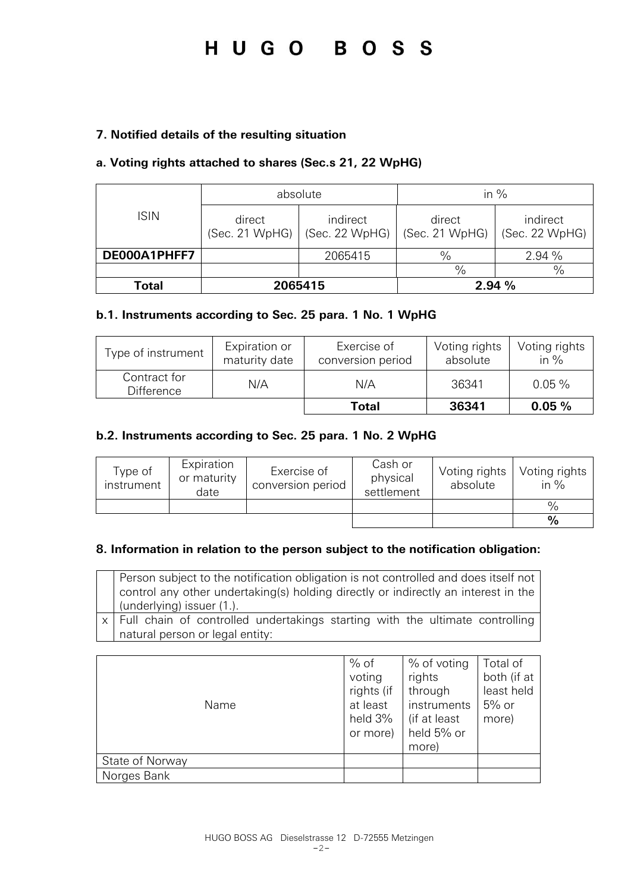### 7. Notified details of the resulting situation

#### a. Voting rights attached to shares (Sec.s 21, 22 WpHG)

| ISIN | absolute | | in % | |
|---|---|---|---|---|
| | direct (Sec. 21 WpHG) | indirect (Sec. 22 WpHG) | direct (Sec. 21 WpHG) | indirect (Sec. 22 WpHG) |
| **DE000A1PHFF7** | | 2065415 | % | 2.94 % |
| | | | % | % |
| **Total** | **2065415** | | **2.94 %** | |

#### b.1. Instruments according to Sec. 25 para. 1 No. 1 WpHG

| Type of instrument | Expiration or maturity date | Exercise of conversion period | Voting rights absolute | Voting rights in % |
|---|---|---|---|---|
| Contract for Difference | N/A | N/A | 36341 | 0.05 % |
| | | **Total** | **36341** | **0.05 %** |

#### b.2. Instruments according to Sec. 25 para. 1 No. 2 WpHG

| Type of instrument | Expiration or maturity date | Exercise of conversion period | Cash or physical settlement | Voting rights absolute | Voting rights in % |
|---|---|---|---|---|---|
| | | | | | % |
| | | | | | **%** |

### 8. Information in relation to the person subject to the notification obligation:

| | |
|---|---|
| | Person subject to the notification obligation is not controlled and does itself not control any other undertaking(s) holding directly or indirectly an interest in the (underlying) issuer (1.). |
| x | Full chain of controlled undertakings starting with the ultimate controlling natural person or legal entity: |

| Name | % of voting rights (if at least held 3% or more) | % of voting rights through instruments (if at least held 5% or more) | Total of both (if at least held 5% or more) |
|---|---|---|---|
| State of Norway | | | |
| Norges Bank | | | |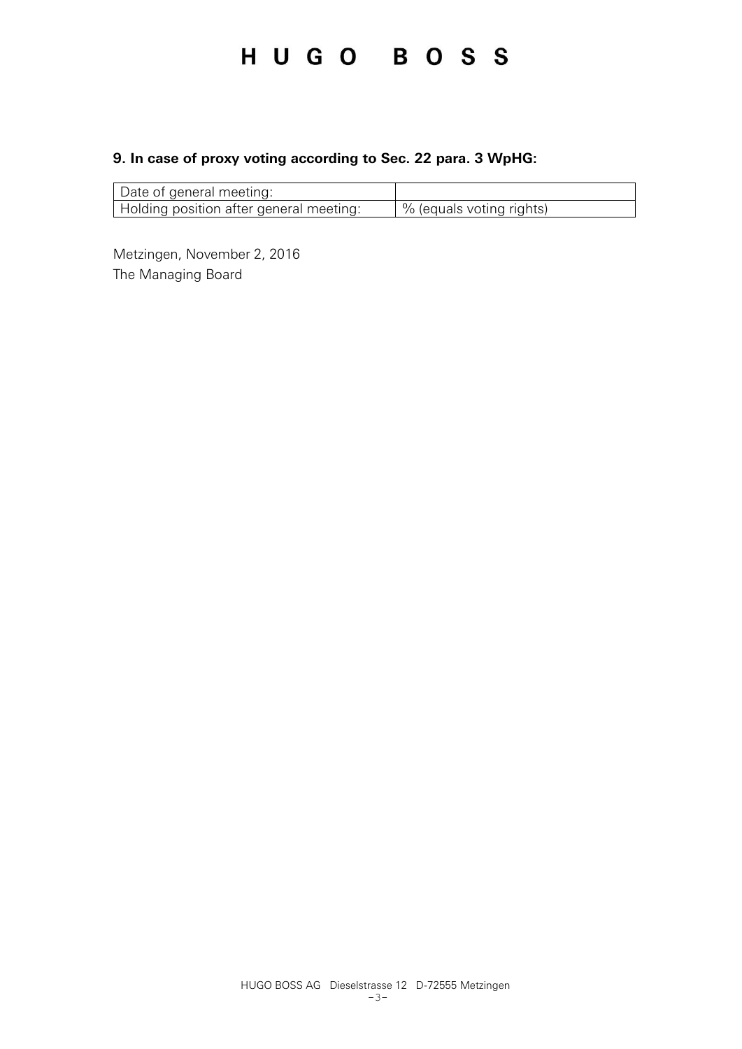### 9. In case of proxy voting according to Sec. 22 para. 3 WpHG:

| | |
|---|---|
| Date of general meeting: | |
| Holding position after general meeting: | % (equals voting rights) |

Metzingen, November 2, 2016
The Managing Board